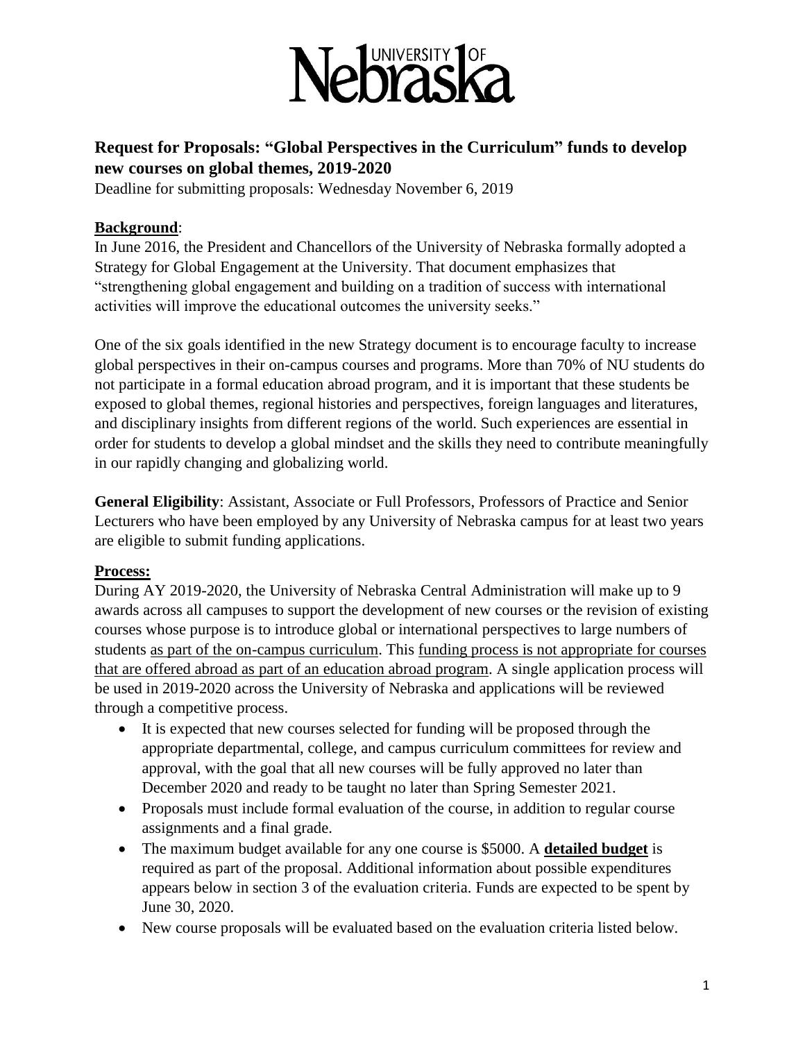# University of Nebraska

## Request for Proposals: "Global Perspectives in the Curriculum" funds to develop new courses on global themes, 2019-2020

Deadline for submitting proposals: Wednesday November 6, 2019

### Background:

In June 2016, the President and Chancellors of the University of Nebraska formally adopted a Strategy for Global Engagement at the University. That document emphasizes that "strengthening global engagement and building on a tradition of success with international activities will improve the educational outcomes the university seeks."

One of the six goals identified in the new Strategy document is to encourage faculty to increase global perspectives in their on-campus courses and programs. More than 70% of NU students do not participate in a formal education abroad program, and it is important that these students be exposed to global themes, regional histories and perspectives, foreign languages and literatures, and disciplinary insights from different regions of the world. Such experiences are essential in order for students to develop a global mindset and the skills they need to contribute meaningfully in our rapidly changing and globalizing world.

**General Eligibility**: Assistant, Associate or Full Professors, Professors of Practice and Senior Lecturers who have been employed by any University of Nebraska campus for at least two years are eligible to submit funding applications.

### Process:

During AY 2019-2020, the University of Nebraska Central Administration will make up to 9 awards across all campuses to support the development of new courses or the revision of existing courses whose purpose is to introduce global or international perspectives to large numbers of students as part of the on-campus curriculum. This funding process is not appropriate for courses that are offered abroad as part of an education abroad program. A single application process will be used in 2019-2020 across the University of Nebraska and applications will be reviewed through a competitive process.

- It is expected that new courses selected for funding will be proposed through the appropriate departmental, college, and campus curriculum committees for review and approval, with the goal that all new courses will be fully approved no later than December 2020 and ready to be taught no later than Spring Semester 2021.
- Proposals must include formal evaluation of the course, in addition to regular course assignments and a final grade.
- The maximum budget available for any one course is $5000. A **detailed budget** is required as part of the proposal. Additional information about possible expenditures appears below in section 3 of the evaluation criteria. Funds are expected to be spent by June 30, 2020.
- New course proposals will be evaluated based on the evaluation criteria listed below.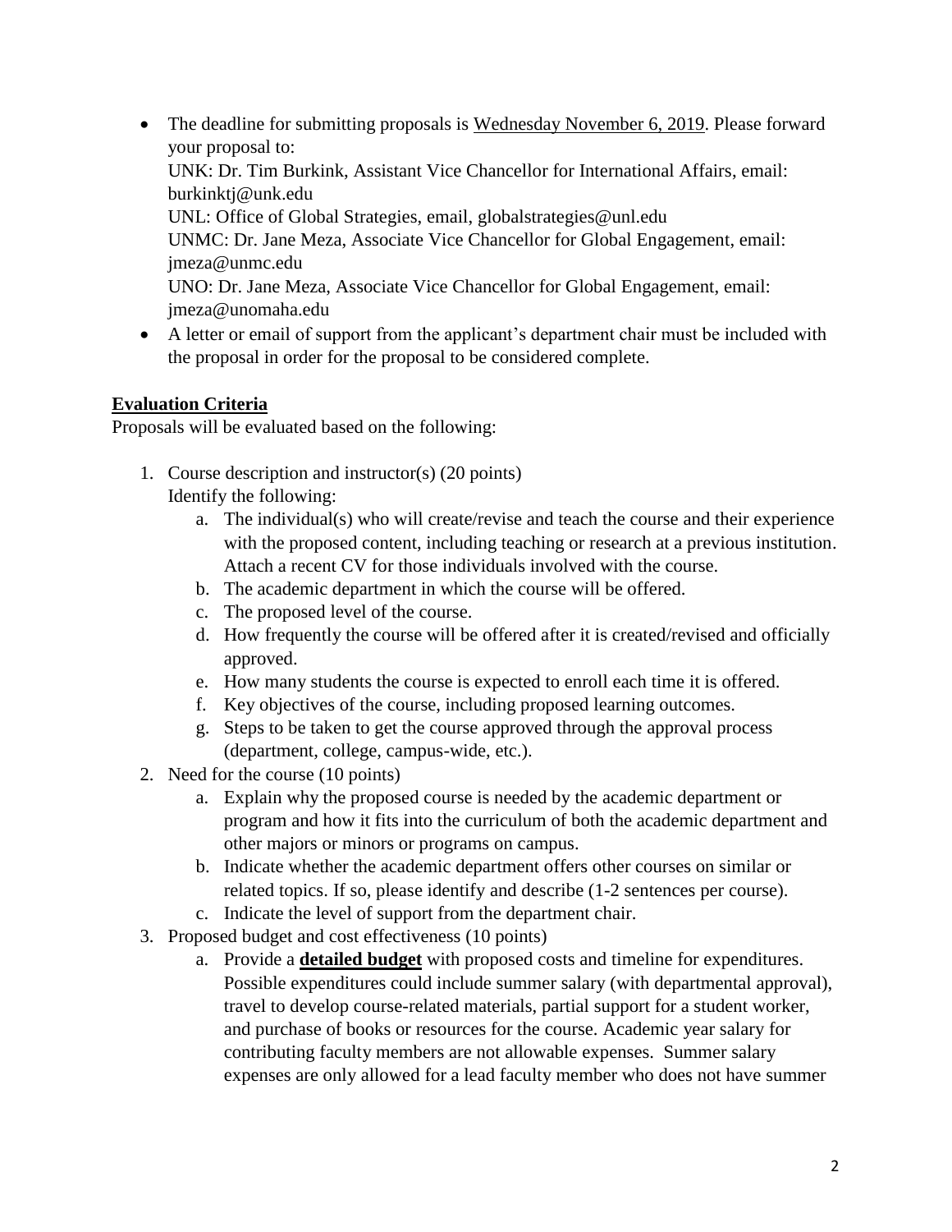- The deadline for submitting proposals is Wednesday November 6, 2019. Please forward your proposal to:
  UNK: Dr. Tim Burkink, Assistant Vice Chancellor for International Affairs, email: burkinktj@unk.edu
  UNL: Office of Global Strategies, email, globalstrategies@unl.edu
  UNMC: Dr. Jane Meza, Associate Vice Chancellor for Global Engagement, email: jmeza@unmc.edu
  UNO: Dr. Jane Meza, Associate Vice Chancellor for Global Engagement, email: jmeza@unomaha.edu
- A letter or email of support from the applicant's department chair must be included with the proposal in order for the proposal to be considered complete.

**Evaluation Criteria**

Proposals will be evaluated based on the following:

1. Course description and instructor(s) (20 points)
   Identify the following:
   a. The individual(s) who will create/revise and teach the course and their experience with the proposed content, including teaching or research at a previous institution. Attach a recent CV for those individuals involved with the course.
   b. The academic department in which the course will be offered.
   c. The proposed level of the course.
   d. How frequently the course will be offered after it is created/revised and officially approved.
   e. How many students the course is expected to enroll each time it is offered.
   f. Key objectives of the course, including proposed learning outcomes.
   g. Steps to be taken to get the course approved through the approval process (department, college, campus-wide, etc.).
2. Need for the course (10 points)
   a. Explain why the proposed course is needed by the academic department or program and how it fits into the curriculum of both the academic department and other majors or minors or programs on campus.
   b. Indicate whether the academic department offers other courses on similar or related topics. If so, please identify and describe (1-2 sentences per course).
   c. Indicate the level of support from the department chair.
3. Proposed budget and cost effectiveness (10 points)
   a. Provide a **detailed budget** with proposed costs and timeline for expenditures. Possible expenditures could include summer salary (with departmental approval), travel to develop course-related materials, partial support for a student worker, and purchase of books or resources for the course. Academic year salary for contributing faculty members are not allowable expenses. Summer salary expenses are only allowed for a lead faculty member who does not have summer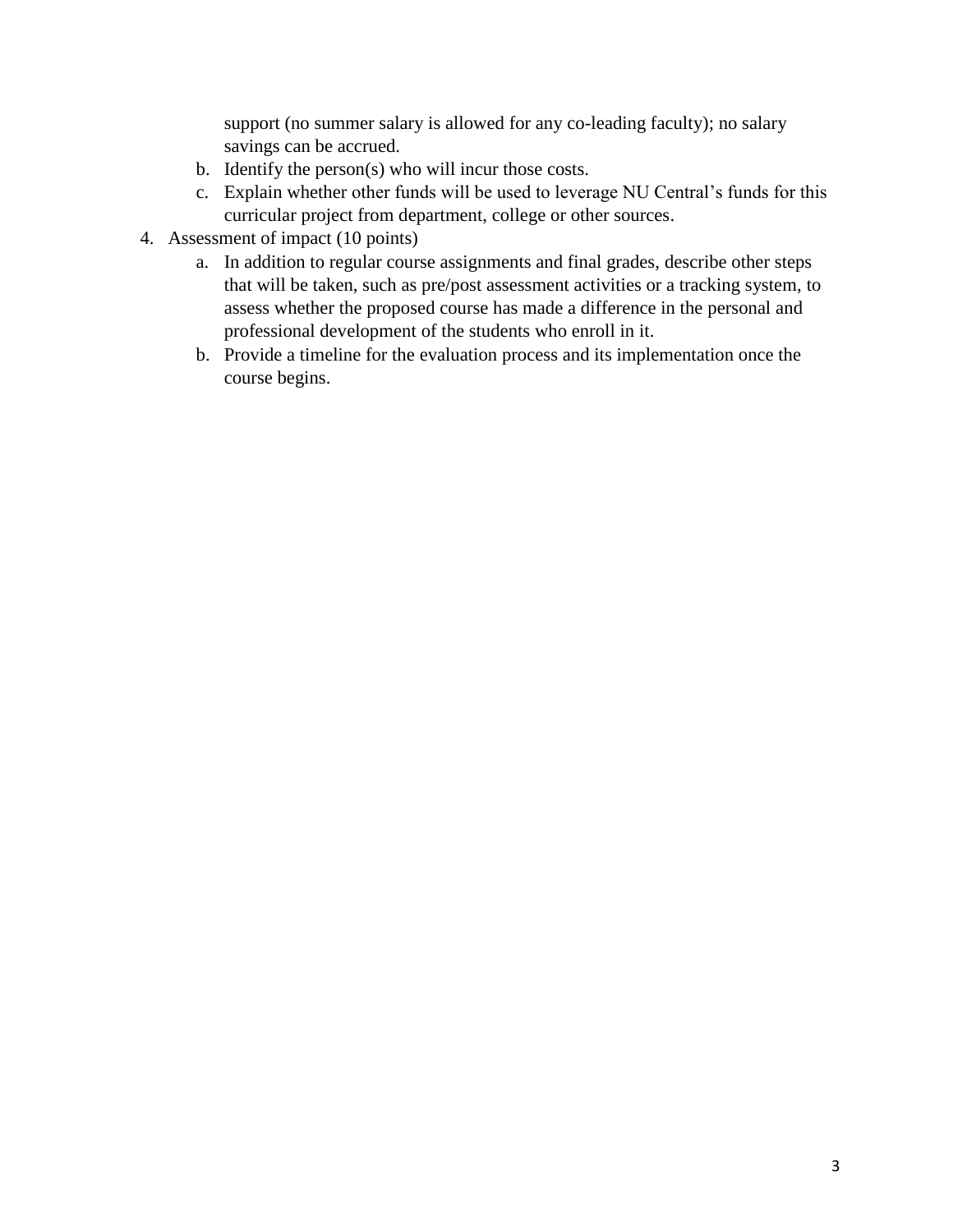support (no summer salary is allowed for any co-leading faculty); no salary savings can be accrued.

   b. Identify the person(s) who will incur those costs.
   c. Explain whether other funds will be used to leverage NU Central's funds for this curricular project from department, college or other sources.

4. Assessment of impact (10 points)
   a. In addition to regular course assignments and final grades, describe other steps that will be taken, such as pre/post assessment activities or a tracking system, to assess whether the proposed course has made a difference in the personal and professional development of the students who enroll in it.
   b. Provide a timeline for the evaluation process and its implementation once the course begins.